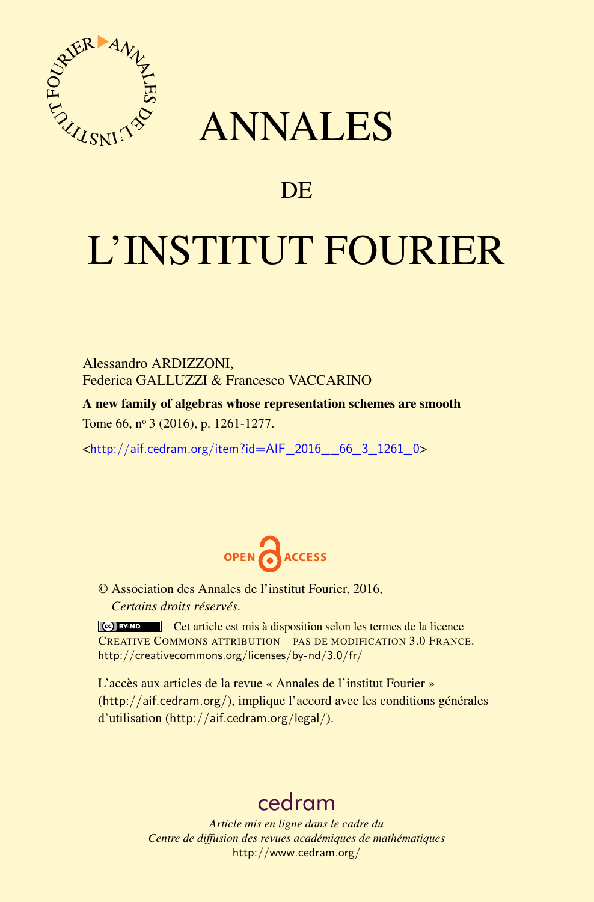# ANNALES

## DE

# L'INSTITUT FOURIER

Alessandro ARDIZZONI,
Federica GALLUZZI & Francesco VACCARINO

**A new family of algebras whose representation schemes are smooth**

Tome 66, n° 3 (2016), p. 1261-1277.

<http://aif.cedram.org/item?id=AIF_2016__66_3_1261_0>

OPEN ACCESS

© Association des Annales de l'institut Fourier, 2016,
*Certains droits réservés.*

Cet article est mis à disposition selon les termes de la licence CREATIVE COMMONS ATTRIBUTION – PAS DE MODIFICATION 3.0 FRANCE.
http://creativecommons.org/licenses/by-nd/3.0/fr/

L'accès aux articles de la revue « Annales de l'institut Fourier » (http://aif.cedram.org/), implique l'accord avec les conditions générales d'utilisation (http://aif.cedram.org/legal/).

cedram

*Article mis en ligne dans le cadre du*
*Centre de diffusion des revues académiques de mathématiques*
http://www.cedram.org/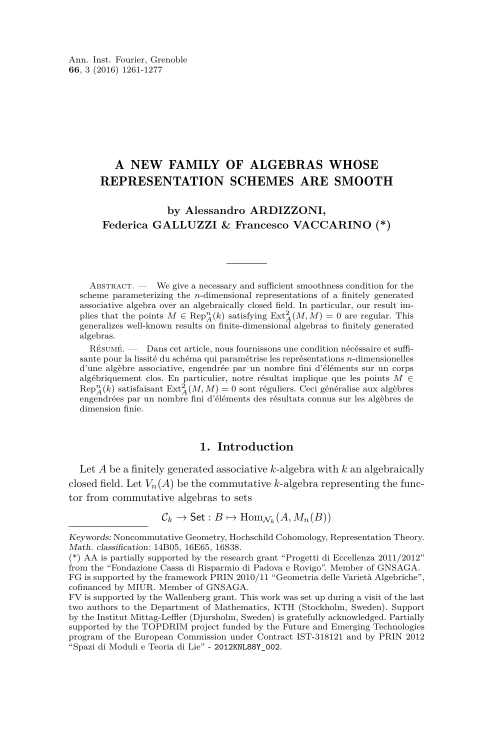# A NEW FAMILY OF ALGEBRAS WHOSE REPRESENTATION SCHEMES ARE SMOOTH

**by Alessandro ARDIZZONI, Federica GALLUZZI & Francesco VACCARINO (\*)**

---

Abstract. — We give a necessary and sufficient smoothness condition for the scheme parameterizing the $n$-dimensional representations of a finitely generated associative algebra over an algebraically closed field. In particular, our result implies that the points $M \in \mathrm{Rep}_A^n(k)$ satisfying $\mathrm{Ext}_A^2(M, M) = 0$ are regular. This generalizes well-known results on finite-dimensional algebras to finitely generated algebras.

Résumé. — Dans cet article, nous fournissons une condition nécéssaire et suffisante pour la lissité du schéma qui paramétrise les représentations $n$-dimensionelles d'une algèbre associative, engendrée par un nombre fini d'éléments sur un corps algébriquement clos. En particulier, notre résultat implique que les points $M \in \mathrm{Rep}_A^n(k)$ satisfaisant $\mathrm{Ext}_A^2(M, M) = 0$ sont réguliers. Ceci généralise aux algèbres engendrées par un nombre fini d'éléments des résultats connus sur les algèbres de dimension finie.

## 1. Introduction

Let $A$ be a finitely generated associative $k$-algebra with $k$ an algebraically closed field. Let $V_n(A)$ be the commutative $k$-algebra representing the functor from commutative algebras to sets

$$\mathcal{C}_k \to \mathsf{Set} : B \mapsto \mathrm{Hom}_{\mathcal{N}_k}(A, M_n(B))$$

---

*Keywords:* Noncommutative Geometry, Hochschild Cohomology, Representation Theory.
*Math. classification:* 14B05, 16E65, 16S38.

(\*) AA is partially supported by the research grant "Progetti di Eccellenza 2011/2012" from the "Fondazione Cassa di Risparmio di Padova e Rovigo". Member of GNSAGA. FG is supported by the framework PRIN 2010/11 "Geometria delle Varietà Algebriche", cofinanced by MIUR. Member of GNSAGA.
FV is supported by the Wallenberg grant. This work was set up during a visit of the last two authors to the Department of Mathematics, KTH (Stockholm, Sweden). Support by the Institut Mittag-Leffler (Djursholm, Sweden) is gratefully acknowledged. Partially supported by the TOPDRIM project funded by the Future and Emerging Technologies program of the European Commission under Contract IST-318121 and by PRIN 2012 "Spazi di Moduli e Teoria di Lie" - 2012KNL88Y_002.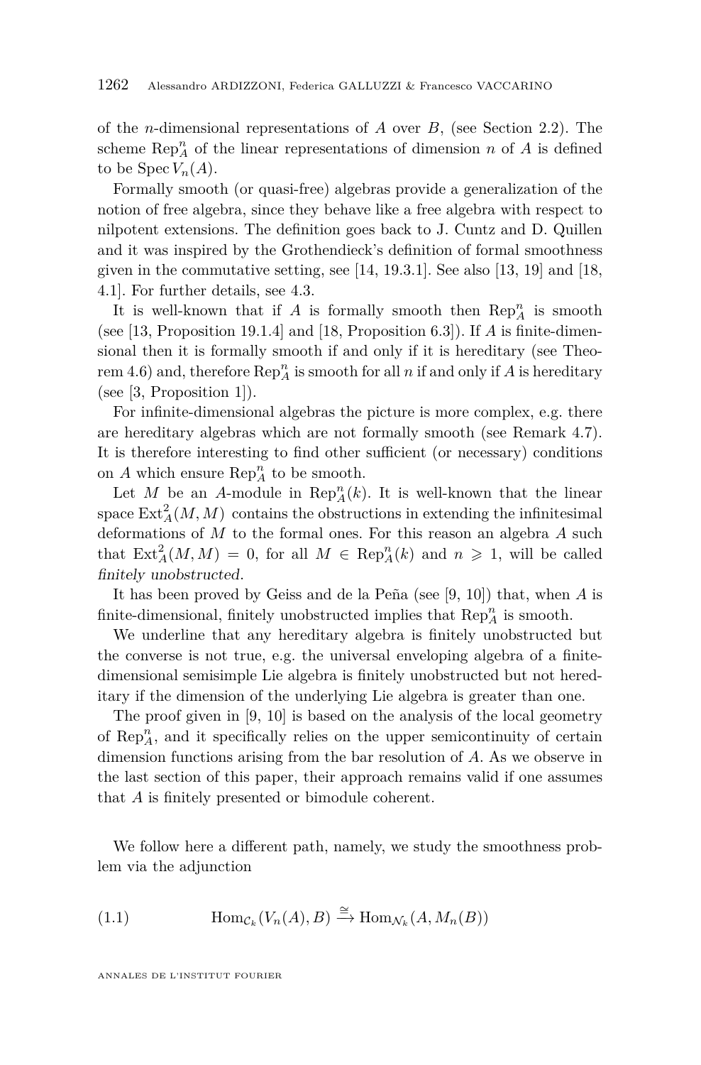of the $n$-dimensional representations of $A$ over $B$, (see Section 2.2). The scheme $\operatorname{Rep}_A^n$ of the linear representations of dimension $n$ of $A$ is defined to be $\operatorname{Spec} V_n(A)$.

Formally smooth (or quasi-free) algebras provide a generalization of the notion of free algebra, since they behave like a free algebra with respect to nilpotent extensions. The definition goes back to J. Cuntz and D. Quillen and it was inspired by the Grothendieck's definition of formal smoothness given in the commutative setting, see [14, 19.3.1]. See also [13, 19] and [18, 4.1]. For further details, see 4.3.

It is well-known that if $A$ is formally smooth then $\operatorname{Rep}_A^n$ is smooth (see [13, Proposition 19.1.4] and [18, Proposition 6.3]). If $A$ is finite-dimensional then it is formally smooth if and only if it is hereditary (see Theorem 4.6) and, therefore $\operatorname{Rep}_A^n$ is smooth for all $n$ if and only if $A$ is hereditary (see [3, Proposition 1]).

For infinite-dimensional algebras the picture is more complex, e.g. there are hereditary algebras which are not formally smooth (see Remark 4.7). It is therefore interesting to find other sufficient (or necessary) conditions on $A$ which ensure $\operatorname{Rep}_A^n$ to be smooth.

Let $M$ be an $A$-module in $\operatorname{Rep}_A^n(k)$. It is well-known that the linear space $\operatorname{Ext}_A^2(M,M)$ contains the obstructions in extending the infinitesimal deformations of $M$ to the formal ones. For this reason an algebra $A$ such that $\operatorname{Ext}_A^2(M,M) = 0$, for all $M \in \operatorname{Rep}_A^n(k)$ and $n \geqslant 1$, will be called *finitely unobstructed*.

It has been proved by Geiss and de la Peña (see [9, 10]) that, when $A$ is finite-dimensional, finitely unobstructed implies that $\operatorname{Rep}_A^n$ is smooth.

We underline that any hereditary algebra is finitely unobstructed but the converse is not true, e.g. the universal enveloping algebra of a finite-dimensional semisimple Lie algebra is finitely unobstructed but not hereditary if the dimension of the underlying Lie algebra is greater than one.

The proof given in [9, 10] is based on the analysis of the local geometry of $\operatorname{Rep}_A^n$, and it specifically relies on the upper semicontinuity of certain dimension functions arising from the bar resolution of $A$. As we observe in the last section of this paper, their approach remains valid if one assumes that $A$ is finitely presented or bimodule coherent.

We follow here a different path, namely, we study the smoothness problem via the adjunction

$$\operatorname{Hom}_{\mathcal{C}_k}(V_n(A), B) \xrightarrow{\cong} \operatorname{Hom}_{\mathcal{N}_k}(A, M_n(B)) \tag{1.1}$$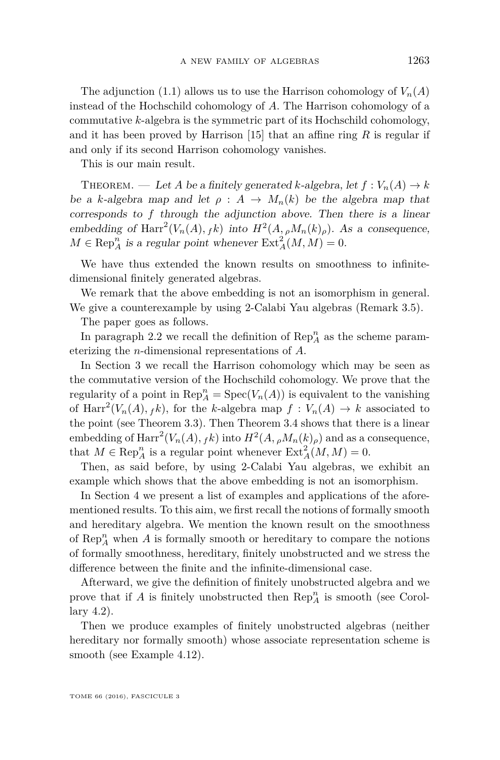The adjunction (1.1) allows us to use the Harrison cohomology of $V_n(A)$ instead of the Hochschild cohomology of $A$. The Harrison cohomology of a commutative $k$-algebra is the symmetric part of its Hochschild cohomology, and it has been proved by Harrison [15] that an affine ring $R$ is regular if and only if its second Harrison cohomology vanishes.

This is our main result.

Theorem. — *Let $A$ be a finitely generated $k$-algebra, let $f : V_n(A) \to k$ be a $k$-algebra map and let $\rho : A \to M_n(k)$ be the algebra map that corresponds to $f$ through the adjunction above. Then there is a linear embedding of $\mathrm{Harr}^2(V_n(A), {}_f k)$ into $H^2(A, {}_\rho M_n(k)_\rho)$. As a consequence, $M \in \mathrm{Rep}_A^n$ is a regular point whenever $\mathrm{Ext}_A^2(M, M) = 0$.*

We have thus extended the known results on smoothness to infinite-dimensional finitely generated algebras.

We remark that the above embedding is not an isomorphism in general. We give a counterexample by using 2-Calabi Yau algebras (Remark 3.5).

The paper goes as follows.

In paragraph 2.2 we recall the definition of $\mathrm{Rep}_A^n$ as the scheme parameterizing the $n$-dimensional representations of $A$.

In Section 3 we recall the Harrison cohomology which may be seen as the commutative version of the Hochschild cohomology. We prove that the regularity of a point in $\mathrm{Rep}_A^n = \mathrm{Spec}(V_n(A))$ is equivalent to the vanishing of $\mathrm{Harr}^2(V_n(A), {}_f k)$, for the $k$-algebra map $f : V_n(A) \to k$ associated to the point (see Theorem 3.3). Then Theorem 3.4 shows that there is a linear embedding of $\mathrm{Harr}^2(V_n(A), {}_f k)$ into $H^2(A, {}_\rho M_n(k)_\rho)$ and as a consequence, that $M \in \mathrm{Rep}_A^n$ is a regular point whenever $\mathrm{Ext}_A^2(M, M) = 0$.

Then, as said before, by using 2-Calabi Yau algebras, we exhibit an example which shows that the above embedding is not an isomorphism.

In Section 4 we present a list of examples and applications of the aforementioned results. To this aim, we first recall the notions of formally smooth and hereditary algebra. We mention the known result on the smoothness of $\mathrm{Rep}_A^n$ when $A$ is formally smooth or hereditary to compare the notions of formally smoothness, hereditary, finitely unobstructed and we stress the difference between the finite and the infinite-dimensional case.

Afterward, we give the definition of finitely unobstructed algebra and we prove that if $A$ is finitely unobstructed then $\mathrm{Rep}_A^n$ is smooth (see Corollary 4.2).

Then we produce examples of finitely unobstructed algebras (neither hereditary nor formally smooth) whose associate representation scheme is smooth (see Example 4.12).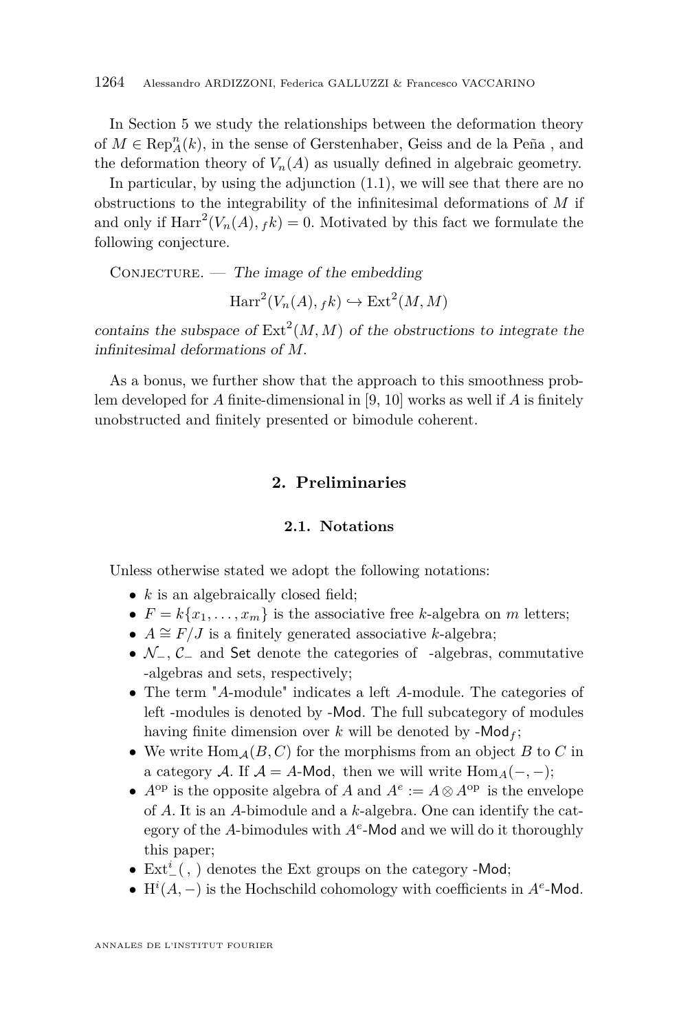In Section 5 we study the relationships between the deformation theory of $M \in \mathrm{Rep}^n_A(k)$, in the sense of Gerstenhaber, Geiss and de la Peña , and the deformation theory of $V_n(A)$ as usually defined in algebraic geometry.

In particular, by using the adjunction (1.1), we will see that there are no obstructions to the integrability of the infinitesimal deformations of $M$ if and only if $\mathrm{Harr}^2(V_n(A), {}_fk) = 0$. Motivated by this fact we formulate the following conjecture.

Conjecture. — *The image of the embedding*

$$\mathrm{Harr}^2(V_n(A), {}_fk) \hookrightarrow \mathrm{Ext}^2(M, M)$$

*contains the subspace of* $\mathrm{Ext}^2(M, M)$ *of the obstructions to integrate the infinitesimal deformations of* $M$.

As a bonus, we further show that the approach to this smoothness problem developed for $A$ finite-dimensional in [9, 10] works as well if $A$ is finitely unobstructed and finitely presented or bimodule coherent.

## 2. Preliminaries

### 2.1. Notations

Unless otherwise stated we adopt the following notations:

- $k$ is an algebraically closed field;
- $F = k\{x_1, \ldots, x_m\}$ is the associative free $k$-algebra on $m$ letters;
- $A \cong F/J$ is a finitely generated associative $k$-algebra;
- $\mathcal{N}_{-}$, $\mathcal{C}_{-}$ and Set denote the categories of -algebras, commutative -algebras and sets, respectively;
- The term "$A$-module" indicates a left $A$-module. The categories of left -modules is denoted by -Mod. The full subcategory of modules having finite dimension over $k$ will be denoted by -$\mathsf{Mod}_f$;
- We write $\mathrm{Hom}_{\mathcal{A}}(B, C)$ for the morphisms from an object $B$ to $C$ in a category $\mathcal{A}$. If $\mathcal{A} = A$-Mod, then we will write $\mathrm{Hom}_A(-, -)$;
- $A^{\mathrm{op}}$ is the opposite algebra of $A$ and $A^e := A \otimes A^{\mathrm{op}}$ is the envelope of $A$. It is an $A$-bimodule and a $k$-algebra. One can identify the category of the $A$-bimodules with $A^e$-Mod and we will do it thoroughly this paper;
- $\mathrm{Ext}^i_{-}(\ ,\ )$ denotes the Ext groups on the category -Mod;
- $\mathrm{H}^i(A, -)$ is the Hochschild cohomology with coefficients in $A^e$-Mod.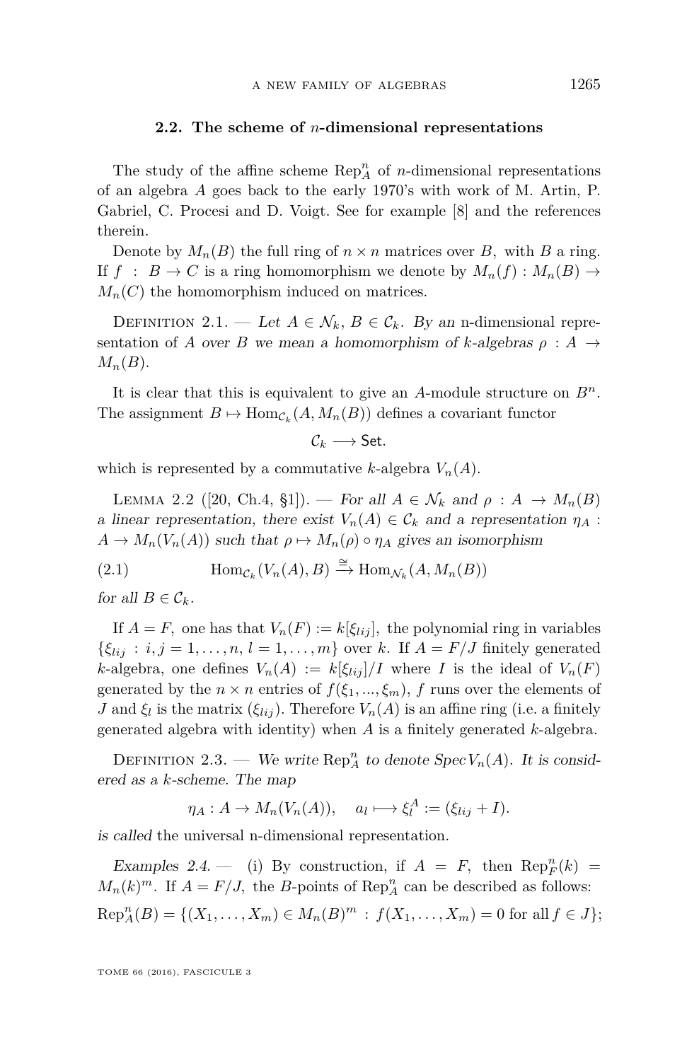## 2.2. The scheme of $n$-dimensional representations

The study of the affine scheme $\mathrm{Rep}_A^n$ of $n$-dimensional representations of an algebra $A$ goes back to the early 1970's with work of M. Artin, P. Gabriel, C. Procesi and D. Voigt. See for example [8] and the references therein.

Denote by $M_n(B)$ the full ring of $n \times n$ matrices over $B$, with $B$ a ring. If $f : B \to C$ is a ring homomorphism we denote by $M_n(f) : M_n(B) \to M_n(C)$ the homomorphism induced on matrices.

Definition 2.1. — *Let $A \in \mathcal{N}_k$, $B \in \mathcal{C}_k$. By an* n-dimensional representation of $A$ *over* $B$ *we mean a homomorphism of $k$-algebras $\rho : A \to M_n(B)$.*

It is clear that this is equivalent to give an $A$-module structure on $B^n$. The assignment $B \mapsto \mathrm{Hom}_{\mathcal{C}_k}(A, M_n(B))$ defines a covariant functor

$$\mathcal{C}_k \longrightarrow \mathsf{Set}.$$

which is represented by a commutative $k$-algebra $V_n(A)$.

Lemma 2.2 ([20, Ch.4, §1]). — *For all $A \in \mathcal{N}_k$ and $\rho : A \to M_n(B)$ a linear representation, there exist $V_n(A) \in \mathcal{C}_k$ and a representation $\eta_A : A \to M_n(V_n(A))$ such that $\rho \mapsto M_n(\rho) \circ \eta_A$ gives an isomorphism*

$$\mathrm{Hom}_{\mathcal{C}_k}(V_n(A), B) \xrightarrow{\cong} \mathrm{Hom}_{\mathcal{N}_k}(A, M_n(B)) \tag{2.1}$$

*for all $B \in \mathcal{C}_k$.*

If $A = F$, one has that $V_n(F) := k[\xi_{lij}]$, the polynomial ring in variables $\{\xi_{lij} : i, j = 1, \ldots, n, \, l = 1, \ldots, m\}$ over $k$. If $A = F/J$ finitely generated $k$-algebra, one defines $V_n(A) := k[\xi_{lij}]/I$ where $I$ is the ideal of $V_n(F)$ generated by the $n \times n$ entries of $f(\xi_1, ..., \xi_m)$, $f$ runs over the elements of $J$ and $\xi_l$ is the matrix $(\xi_{lij})$. Therefore $V_n(A)$ is an affine ring (i.e. a finitely generated algebra with identity) when $A$ is a finitely generated $k$-algebra.

Definition 2.3. — *We write $\mathrm{Rep}_A^n$ to denote $\mathrm{Spec}\, V_n(A)$. It is considered as a $k$-scheme. The map*

$$\eta_A : A \to M_n(V_n(A)), \quad a_l \longmapsto \xi_l^A := (\xi_{lij} + I).$$

*is called* the universal n-dimensional representation.

*Examples 2.4.* — (i) By construction, if $A = F$, then $\mathrm{Rep}_F^n(k) = M_n(k)^m$. If $A = F/J$, the $B$-points of $\mathrm{Rep}_A^n$ can be described as follows:

$$\mathrm{Rep}_A^n(B) = \{(X_1, \ldots, X_m) \in M_n(B)^m : f(X_1, \ldots, X_m) = 0 \text{ for all } f \in J\};$$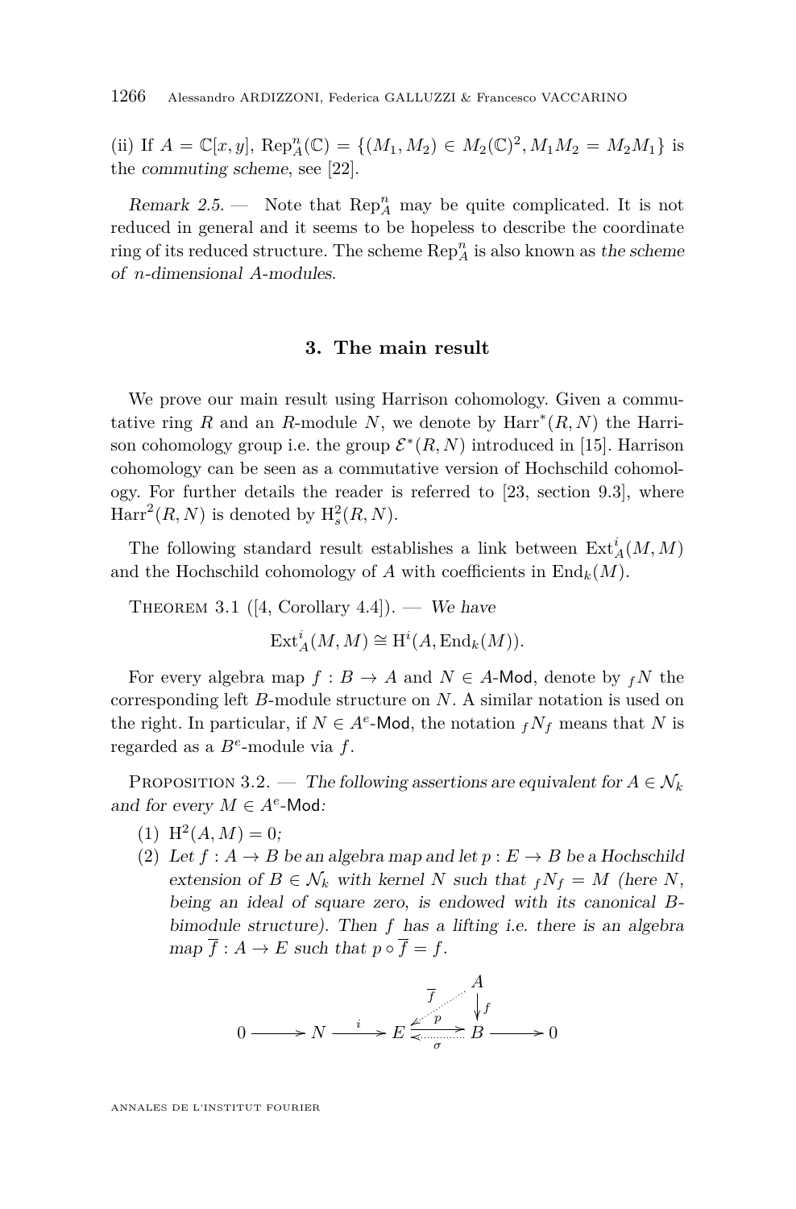(ii) If $A = \mathbb{C}[x, y]$, $\mathrm{Rep}_A^n(\mathbb{C}) = \{(M_1, M_2) \in M_2(\mathbb{C})^2, M_1M_2 = M_2M_1\}$ is the *commuting scheme*, see [22].

*Remark 2.5.* — Note that $\mathrm{Rep}_A^n$ may be quite complicated. It is not reduced in general and it seems to be hopeless to describe the coordinate ring of its reduced structure. The scheme $\mathrm{Rep}_A^n$ is also known as *the scheme of n-dimensional A-modules*.

## 3. The main result

We prove our main result using Harrison cohomology. Given a commutative ring $R$ and an $R$-module $N$, we denote by $\mathrm{Harr}^*(R, N)$ the Harrison cohomology group i.e. the group $\mathcal{E}^*(R, N)$ introduced in [15]. Harrison cohomology can be seen as a commutative version of Hochschild cohomology. For further details the reader is referred to [23, section 9.3], where $\mathrm{Harr}^2(R, N)$ is denoted by $\mathrm{H}_s^2(R, N)$.

The following standard result establishes a link between $\mathrm{Ext}_A^i(M, M)$ and the Hochschild cohomology of $A$ with coefficients in $\mathrm{End}_k(M)$.

Theorem 3.1 ([4, Corollary 4.4]). — *We have*

$$\mathrm{Ext}_A^i(M, M) \cong \mathrm{H}^i(A, \mathrm{End}_k(M)).$$

For every algebra map $f : B \to A$ and $N \in A\text{-}\mathsf{Mod}$, denote by ${}_fN$ the corresponding left $B$-module structure on $N$. A similar notation is used on the right. In particular, if $N \in A^e\text{-}\mathsf{Mod}$, the notation ${}_fN_f$ means that $N$ is regarded as a $B^e$-module via $f$.

Proposition 3.2. — *The following assertions are equivalent for $A \in \mathcal{N}_k$ and for every $M \in A^e\text{-}\mathsf{Mod}$:*

1. $\mathrm{H}^2(A, M) = 0$*;*
2. *Let $f : A \to B$ be an algebra map and let $p : E \to B$ be a Hochschild extension of $B \in \mathcal{N}_k$ with kernel $N$ such that ${}_fN_f = M$ (here $N$, being an ideal of square zero, is endowed with its canonical $B$-bimodule structure). Then $f$ has a lifting i.e. there is an algebra map $\overline{f} : A \to E$ such that $p \circ \overline{f} = f$.*

$$0 \longrightarrow N \xrightarrow{\ i\ } E \underset{\sigma}{\overset{p}{\rightleftarrows}} B \longrightarrow 0, \qquad f : A \to B, \quad \overline{f} : A \to E$$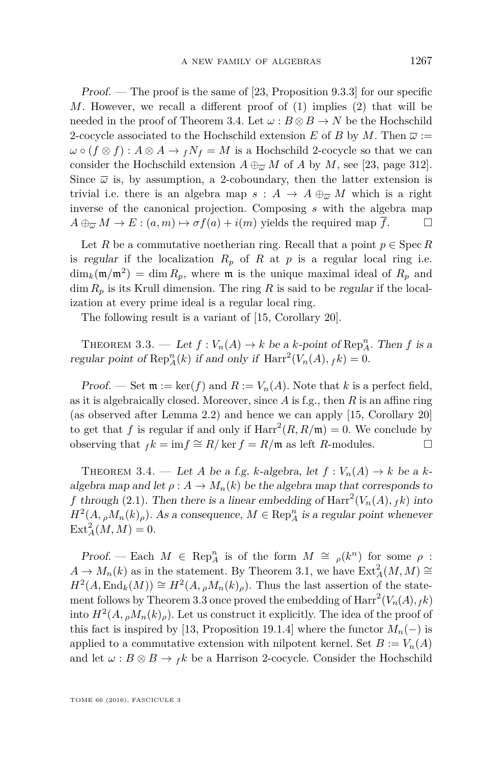*Proof.* — The proof is the same of [23, Proposition 9.3.3] for our specific $M$. However, we recall a different proof of (1) implies (2) that will be needed in the proof of Theorem 3.4. Let $\omega : B \otimes B \to N$ be the Hochschild 2-cocycle associated to the Hochschild extension $E$ of $B$ by $M$. Then $\overline{\omega} := \omega \circ (f \otimes f) : A \otimes A \to {}_f N_f = M$ is a Hochschild 2-cocycle so that we can consider the Hochschild extension $A \oplus_{\overline{\omega}} M$ of $A$ by $M$, see [23, page 312]. Since $\overline{\omega}$ is, by assumption, a 2-coboundary, then the latter extension is trivial i.e. there is an algebra map $s : A \to A \oplus_{\overline{\omega}} M$ which is a right inverse of the canonical projection. Composing $s$ with the algebra map $A \oplus_{\overline{\omega}} M \to E : (a, m) \mapsto \sigma f(a) + i(m)$ yields the required map $\overline{f}$. □

Let $R$ be a commutative noetherian ring. Recall that a point $p \in \operatorname{Spec} R$ is *regular* if the localization $R_p$ of $R$ at $p$ is a regular local ring i.e. $\dim_k(\mathfrak{m}/\mathfrak{m}^2) = \dim R_p$, where $\mathfrak{m}$ is the unique maximal ideal of $R_p$ and $\dim R_p$ is its Krull dimension. The ring $R$ is said to be *regular* if the localization at every prime ideal is a regular local ring.

The following result is a variant of [15, Corollary 20].

Theorem 3.3. — *Let $f : V_n(A) \to k$ be a $k$-point of $\operatorname{Rep}_A^n$. Then $f$ is a regular point of $\operatorname{Rep}_A^n(k)$ if and only if $\operatorname{Harr}^2(V_n(A), {}_f k) = 0$.*

*Proof.* — Set $\mathfrak{m} := \ker(f)$ and $R := V_n(A)$. Note that $k$ is a perfect field, as it is algebraically closed. Moreover, since $A$ is f.g., then $R$ is an affine ring (as observed after Lemma 2.2) and hence we can apply [15, Corollary 20] to get that $f$ is regular if and only if $\operatorname{Harr}^2(R, R/\mathfrak{m}) = 0$. We conclude by observing that ${}_f k = \operatorname{im} f \cong R/\ker f = R/\mathfrak{m}$ as left $R$-modules. □

Theorem 3.4. — *Let $A$ be a f.g. $k$-algebra, let $f : V_n(A) \to k$ be a $k$-algebra map and let $\rho : A \to M_n(k)$ be the algebra map that corresponds to $f$ through* (2.1). *Then there is a linear embedding of $\operatorname{Harr}^2(V_n(A), {}_f k)$ into $H^2(A, {}_\rho M_n(k)_\rho)$. As a consequence, $M \in \operatorname{Rep}_A^n$ is a regular point whenever $\operatorname{Ext}_A^2(M, M) = 0$.*

*Proof.* — Each $M \in \operatorname{Rep}_A^n$ is of the form $M \cong {}_\rho(k^n)$ for some $\rho : A \to M_n(k)$ as in the statement. By Theorem 3.1, we have $\operatorname{Ext}_A^2(M, M) \cong H^2(A, \operatorname{End}_k(M)) \cong H^2(A, {}_\rho M_n(k)_\rho)$. Thus the last assertion of the statement follows by Theorem 3.3 once proved the embedding of $\operatorname{Harr}^2(V_n(A), {}_f k)$ into $H^2(A, {}_\rho M_n(k)_\rho)$. Let us construct it explicitly. The idea of the proof of this fact is inspired by [13, Proposition 19.1.4] where the functor $M_n(-)$ is applied to a commutative extension with nilpotent kernel. Set $B := V_n(A)$ and let $\omega : B \otimes B \to {}_f k$ be a Harrison 2-cocycle. Consider the Hochschild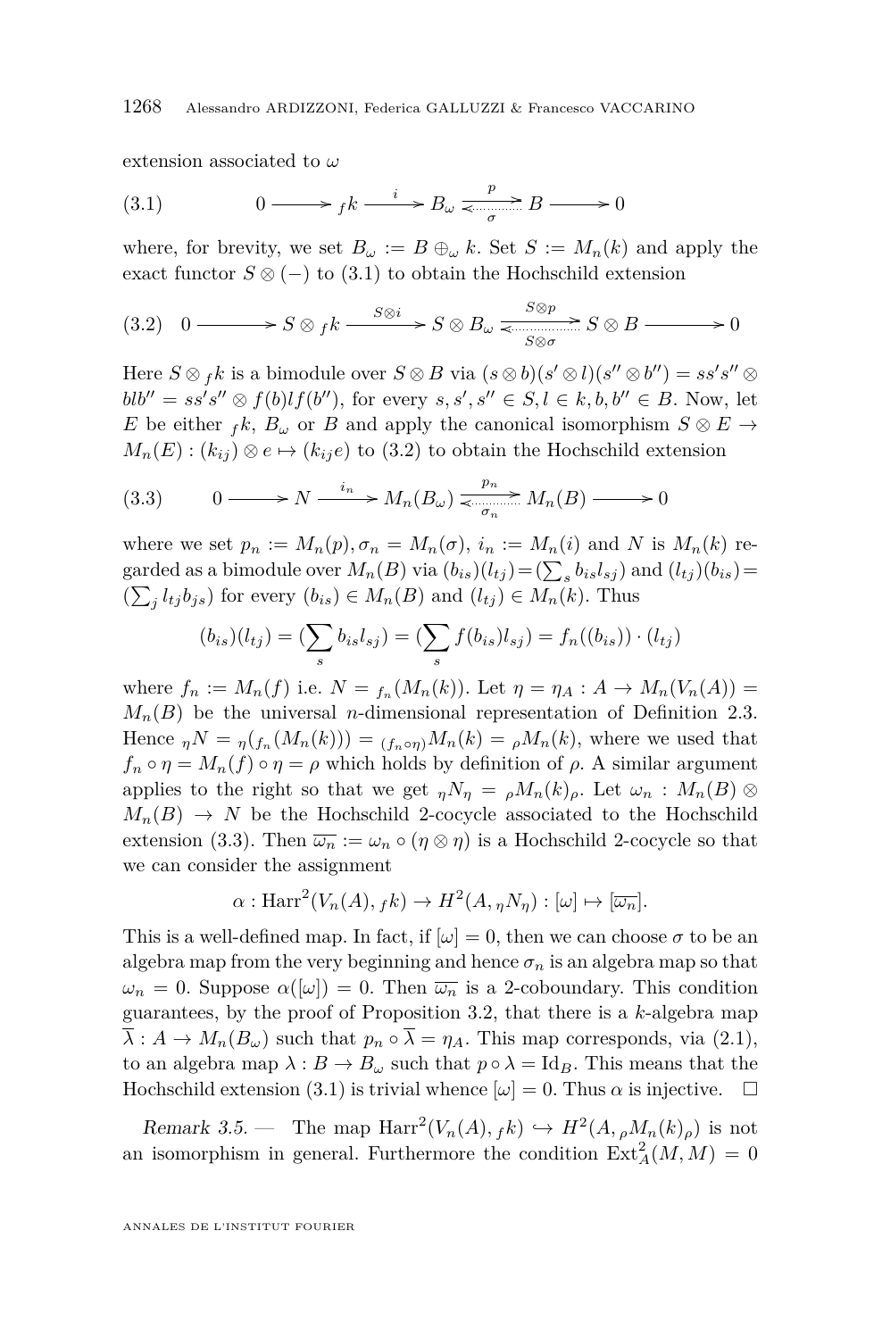extension associated to $\omega$

$$0 \longrightarrow {}_f k \xrightarrow{\ i\ } B_\omega \underset{\sigma}{\overset{p}{\rightleftarrows}} B \longrightarrow 0 \tag{3.1}$$

where, for brevity, we set $B_\omega := B \oplus_\omega k$. Set $S := M_n(k)$ and apply the exact functor $S \otimes (-)$ to (3.1) to obtain the Hochschild extension

$$0 \longrightarrow S \otimes {}_f k \xrightarrow{S\otimes i} S \otimes B_\omega \underset{S\otimes\sigma}{\overset{S\otimes p}{\rightleftarrows}} S \otimes B \longrightarrow 0 \tag{3.2}$$

Here $S \otimes {}_f k$ is a bimodule over $S \otimes B$ via $(s \otimes b)(s' \otimes l)(s'' \otimes b'') = ss's'' \otimes blb'' = ss's'' \otimes f(b)lf(b'')$, for every $s, s', s'' \in S, l \in k, b, b'' \in B$. Now, let $E$ be either ${}_f k$, $B_\omega$ or $B$ and apply the canonical isomorphism $S \otimes E \to M_n(E) : (k_{ij}) \otimes e \mapsto (k_{ij}e)$ to (3.2) to obtain the Hochschild extension

$$0 \longrightarrow N \xrightarrow{\ i_n\ } M_n(B_\omega) \underset{\sigma_n}{\overset{p_n}{\rightleftarrows}} M_n(B) \longrightarrow 0 \tag{3.3}$$

where we set $p_n := M_n(p), \sigma_n = M_n(\sigma)$, $i_n := M_n(i)$ and $N$ is $M_n(k)$ regarded as a bimodule over $M_n(B)$ via $(b_{is})(l_{tj}) = (\sum_s b_{is}l_{sj})$ and $(l_{tj})(b_{is}) = (\sum_j l_{tj}b_{js})$ for every $(b_{is}) \in M_n(B)$ and $(l_{tj}) \in M_n(k)$. Thus

$$(b_{is})(l_{tj}) = (\sum_s b_{is}l_{sj}) = (\sum_s f(b_{is})l_{sj}) = f_n((b_{is})) \cdot (l_{tj})$$

where $f_n := M_n(f)$ i.e. $N = {}_{f_n}(M_n(k))$. Let $\eta = \eta_A : A \to M_n(V_n(A)) = M_n(B)$ be the universal $n$-dimensional representation of Definition 2.3. Hence ${}_\eta N = {}_\eta({}_{f_n}(M_n(k))) = {}_{(f_n\circ\eta)}M_n(k) = {}_\rho M_n(k)$, where we used that $f_n \circ \eta = M_n(f) \circ \eta = \rho$ which holds by definition of $\rho$. A similar argument applies to the right so that we get ${}_\eta N_\eta = {}_\rho M_n(k)_\rho$. Let $\omega_n : M_n(B) \otimes M_n(B) \to N$ be the Hochschild 2-cocycle associated to the Hochschild extension (3.3). Then $\overline{\omega_n} := \omega_n \circ (\eta \otimes \eta)$ is a Hochschild 2-cocycle so that we can consider the assignment

$$\alpha : \mathrm{Harr}^2(V_n(A), {}_f k) \to H^2(A, {}_\eta N_\eta) : [\omega] \mapsto [\overline{\omega_n}].$$

This is a well-defined map. In fact, if $[\omega] = 0$, then we can choose $\sigma$ to be an algebra map from the very beginning and hence $\sigma_n$ is an algebra map so that $\omega_n = 0$. Suppose $\alpha([\omega]) = 0$. Then $\overline{\omega_n}$ is a 2-coboundary. This condition guarantees, by the proof of Proposition 3.2, that there is a $k$-algebra map $\overline{\lambda} : A \to M_n(B_\omega)$ such that $p_n \circ \overline{\lambda} = \eta_A$. This map corresponds, via (2.1), to an algebra map $\lambda : B \to B_\omega$ such that $p \circ \lambda = \mathrm{Id}_B$. This means that the Hochschild extension (3.1) is trivial whence $[\omega] = 0$. Thus $\alpha$ is injective. $\square$

*Remark 3.5.* — The map $\mathrm{Harr}^2(V_n(A), {}_f k) \hookrightarrow H^2(A, {}_\rho M_n(k)_\rho)$ is not an isomorphism in general. Furthermore the condition $\mathrm{Ext}^2_A(M, M) = 0$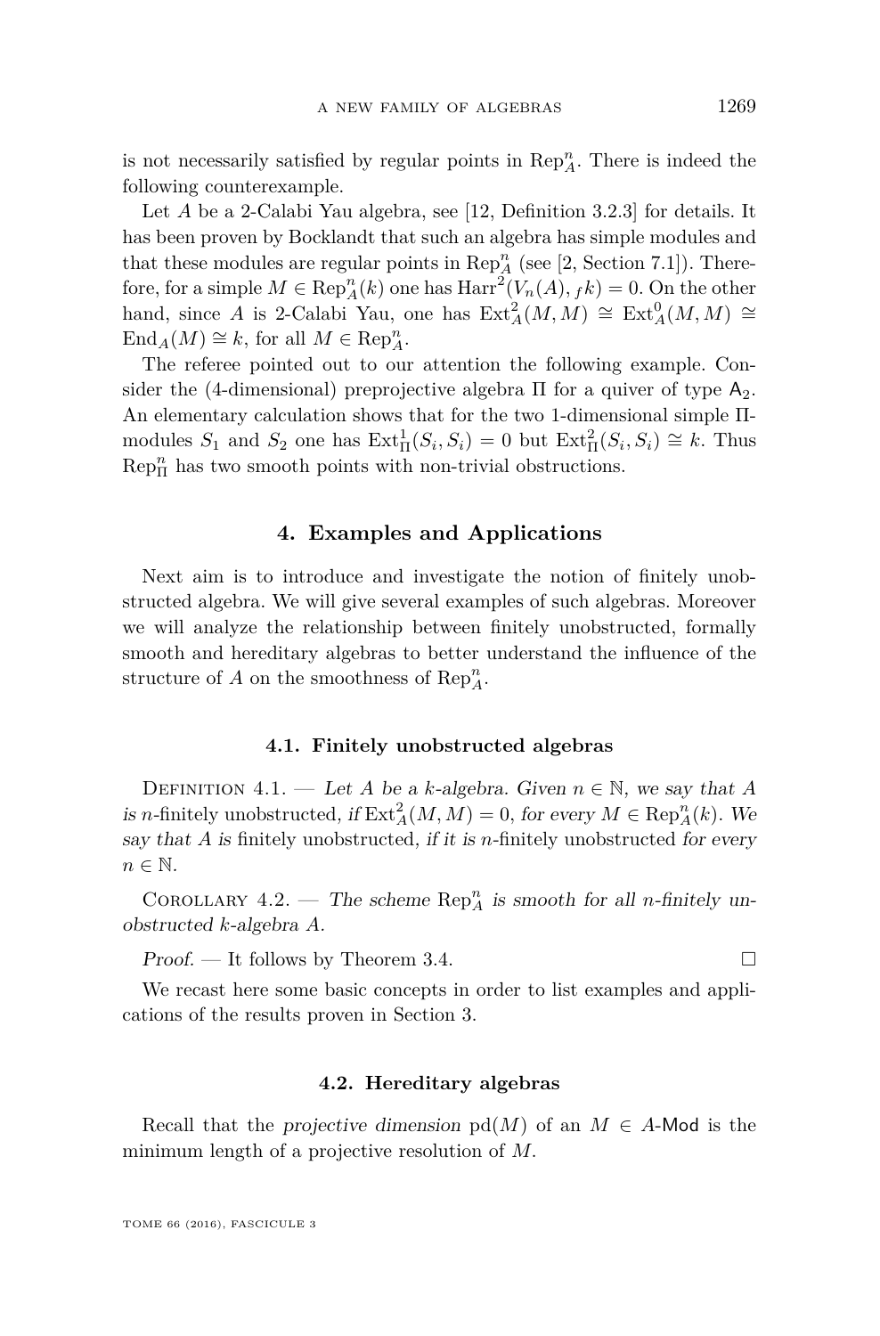is not necessarily satisfied by regular points in $\mathrm{Rep}_A^n$. There is indeed the following counterexample.

Let $A$ be a 2-Calabi Yau algebra, see [12, Definition 3.2.3] for details. It has been proven by Bocklandt that such an algebra has simple modules and that these modules are regular points in $\mathrm{Rep}_A^n$ (see [2, Section 7.1]). Therefore, for a simple $M \in \mathrm{Rep}_A^n(k)$ one has $\mathrm{Harr}^2(V_n(A), {}_f k) = 0$. On the other hand, since $A$ is 2-Calabi Yau, one has $\mathrm{Ext}_A^2(M, M) \cong \mathrm{Ext}_A^0(M, M) \cong \mathrm{End}_A(M) \cong k$, for all $M \in \mathrm{Rep}_A^n$.

The referee pointed out to our attention the following example. Consider the (4-dimensional) preprojective algebra $\Pi$ for a quiver of type $\mathsf{A}_2$. An elementary calculation shows that for the two 1-dimensional simple $\Pi$-modules $S_1$ and $S_2$ one has $\mathrm{Ext}_\Pi^1(S_i, S_i) = 0$ but $\mathrm{Ext}_\Pi^2(S_i, S_i) \cong k$. Thus $\mathrm{Rep}_\Pi^n$ has two smooth points with non-trivial obstructions.

## 4. Examples and Applications

Next aim is to introduce and investigate the notion of finitely unobstructed algebra. We will give several examples of such algebras. Moreover we will analyze the relationship between finitely unobstructed, formally smooth and hereditary algebras to better understand the influence of the structure of $A$ on the smoothness of $\mathrm{Rep}_A^n$.

### 4.1. Finitely unobstructed algebras

Definition 4.1. — *Let $A$ be a $k$-algebra. Given $n \in \mathbb{N}$, we say that $A$ is $n$-*finitely unobstructed*, if $\mathrm{Ext}_A^2(M, M) = 0$, for every $M \in \mathrm{Rep}_A^n(k)$. We say that $A$ is* finitely unobstructed, *if it is $n$-finitely unobstructed for every $n \in \mathbb{N}$.*

Corollary 4.2. — *The scheme $\mathrm{Rep}_A^n$ is smooth for all $n$-finitely unobstructed $k$-algebra $A$.*

*Proof.* — It follows by Theorem 3.4. □

We recast here some basic concepts in order to list examples and applications of the results proven in Section 3.

### 4.2. Hereditary algebras

Recall that the *projective dimension* $\mathrm{pd}(M)$ of an $M \in A\text{-}\mathsf{Mod}$ is the minimum length of a projective resolution of $M$.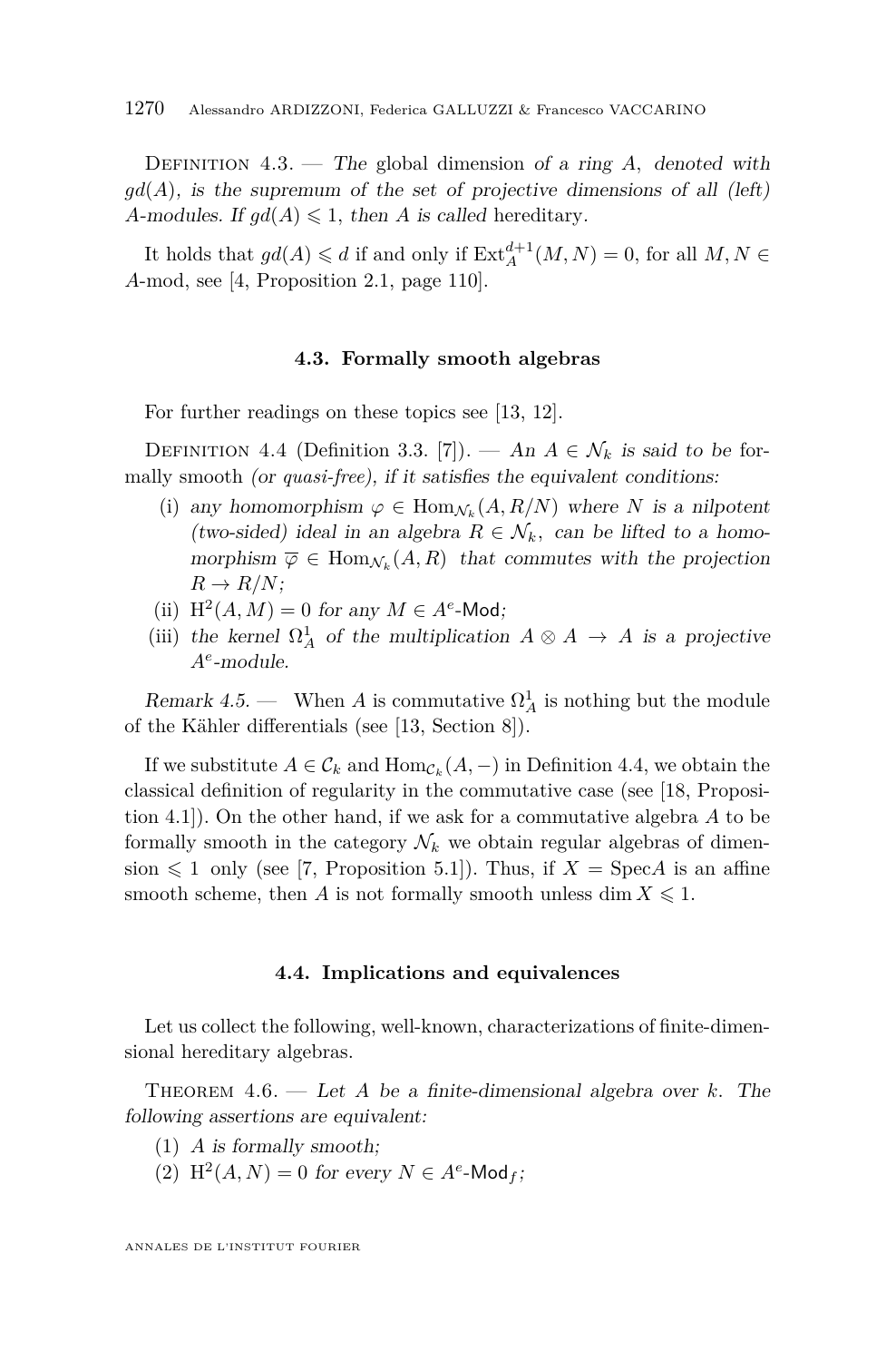Definition 4.3. — *The* global dimension *of a ring $A$, denoted with $gd(A)$, is the supremum of the set of projective dimensions of all (left) $A$-modules. If $gd(A) \leqslant 1$, then $A$ is called* hereditary.

It holds that $gd(A) \leqslant d$ if and only if $\mathrm{Ext}_A^{d+1}(M,N) = 0$, for all $M, N \in A$-mod, see [4, Proposition 2.1, page 110].

### 4.3. Formally smooth algebras

For further readings on these topics see [13, 12].

Definition 4.4 (Definition 3.3. [7]). — *An $A \in \mathcal{N}_k$ is said to be* formally smooth *(or quasi-free), if it satisfies the equivalent conditions:*

- (i) *any homomorphism $\varphi \in \mathrm{Hom}_{\mathcal{N}_k}(A, R/N)$ where $N$ is a nilpotent (two-sided) ideal in an algebra $R \in \mathcal{N}_k$, can be lifted to a homomorphism $\overline{\varphi} \in \mathrm{Hom}_{\mathcal{N}_k}(A, R)$ that commutes with the projection $R \to R/N$;*
- (ii) *$\mathrm{H}^2(A, M) = 0$ for any $M \in A^e$-$\mathsf{Mod}$;*
- (iii) *the kernel $\Omega_A^1$ of the multiplication $A \otimes A \to A$ is a projective $A^e$-module.*

*Remark 4.5.* — When $A$ is commutative $\Omega_A^1$ is nothing but the module of the Kähler differentials (see [13, Section 8]).

If we substitute $A \in \mathcal{C}_k$ and $\mathrm{Hom}_{\mathcal{C}_k}(A, -)$ in Definition 4.4, we obtain the classical definition of regularity in the commutative case (see [18, Proposition 4.1]). On the other hand, if we ask for a commutative algebra $A$ to be formally smooth in the category $\mathcal{N}_k$ we obtain regular algebras of dimension $\leqslant 1$ only (see [7, Proposition 5.1]). Thus, if $X = \mathrm{Spec}A$ is an affine smooth scheme, then $A$ is not formally smooth unless $\dim X \leqslant 1$.

### 4.4. Implications and equivalences

Let us collect the following, well-known, characterizations of finite-dimensional hereditary algebras.

Theorem 4.6. — *Let $A$ be a finite-dimensional algebra over $k$. The following assertions are equivalent:*

1. *$A$ is formally smooth;*
2. *$\mathrm{H}^2(A, N) = 0$ for every $N \in A^e$-$\mathsf{Mod}_f$;*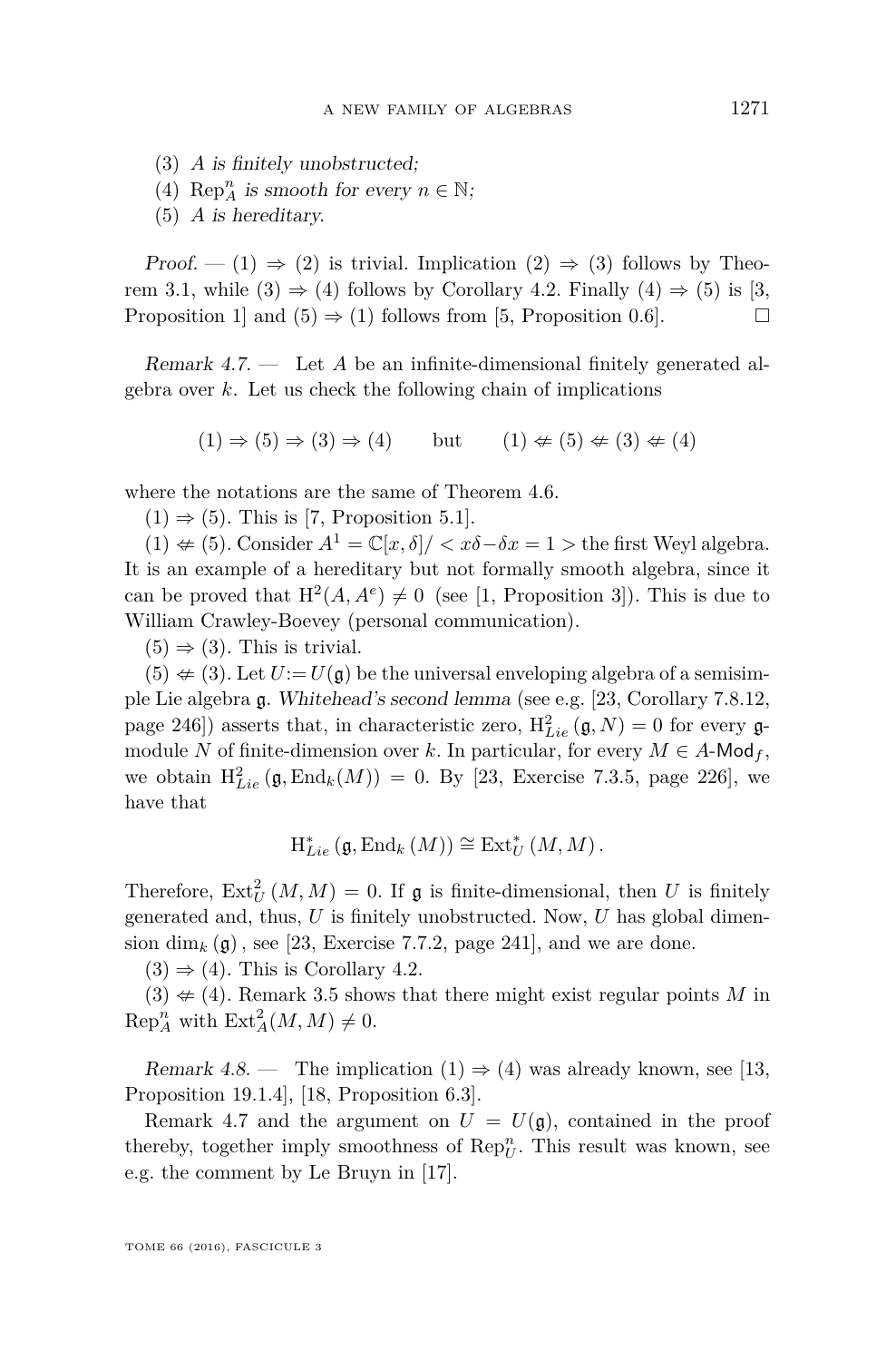(3) *A is finitely unobstructed;*
(4) $\mathrm{Rep}_A^n$ *is smooth for every* $n \in \mathbb{N}$*;*
(5) *A is hereditary.*

*Proof.* — (1) $\Rightarrow$ (2) is trivial. Implication (2) $\Rightarrow$ (3) follows by Theorem 3.1, while (3) $\Rightarrow$ (4) follows by Corollary 4.2. Finally (4) $\Rightarrow$ (5) is [3, Proposition 1] and (5) $\Rightarrow$ (1) follows from [5, Proposition 0.6]. $\square$

*Remark 4.7.* — Let $A$ be an infinite-dimensional finitely generated algebra over $k$. Let us check the following chain of implications

$$(1) \Rightarrow (5) \Rightarrow (3) \Rightarrow (4) \qquad \text{but} \qquad (1) \not\Leftarrow (5) \not\Leftarrow (3) \not\Leftarrow (4)$$

where the notations are the same of Theorem 4.6.

(1) $\Rightarrow$ (5). This is [7, Proposition 5.1].

(1) $\not\Leftarrow$ (5). Consider $A^1 = \mathbb{C}[x,\delta]/ < x\delta - \delta x = 1 >$ the first Weyl algebra. It is an example of a hereditary but not formally smooth algebra, since it can be proved that $\mathrm{H}^2(A, A^e) \neq 0$ (see [1, Proposition 3]). This is due to William Crawley-Boevey (personal communication).

(5) $\Rightarrow$ (3). This is trivial.

(5) $\not\Leftarrow$ (3). Let $U := U(\mathfrak{g})$ be the universal enveloping algebra of a semisimple Lie algebra $\mathfrak{g}$. *Whitehead's second lemma* (see e.g. [23, Corollary 7.8.12, page 246]) asserts that, in characteristic zero, $\mathrm{H}^2_{Lie}(\mathfrak{g}, N) = 0$ for every $\mathfrak{g}$-module $N$ of finite-dimension over $k$. In particular, for every $M \in A\text{-}\mathsf{Mod}_f$, we obtain $\mathrm{H}^2_{Lie}(\mathfrak{g}, \mathrm{End}_k(M)) = 0$. By [23, Exercise 7.3.5, page 226], we have that

$$\mathrm{H}^*_{Lie}(\mathfrak{g}, \mathrm{End}_k(M)) \cong \mathrm{Ext}^*_U(M, M).$$

Therefore, $\mathrm{Ext}^2_U(M, M) = 0$. If $\mathfrak{g}$ is finite-dimensional, then $U$ is finitely generated and, thus, $U$ is finitely unobstructed. Now, $U$ has global dimension $\dim_k(\mathfrak{g})$, see [23, Exercise 7.7.2, page 241], and we are done.

(3) $\Rightarrow$ (4). This is Corollary 4.2.

(3) $\not\Leftarrow$ (4). Remark 3.5 shows that there might exist regular points $M$ in $\mathrm{Rep}_A^n$ with $\mathrm{Ext}^2_A(M, M) \neq 0$.

*Remark 4.8.* — The implication (1) $\Rightarrow$ (4) was already known, see [13, Proposition 19.1.4], [18, Proposition 6.3].

Remark 4.7 and the argument on $U = U(\mathfrak{g})$, contained in the proof thereby, together imply smoothness of $\mathrm{Rep}_U^n$. This result was known, see e.g. the comment by Le Bruyn in [17].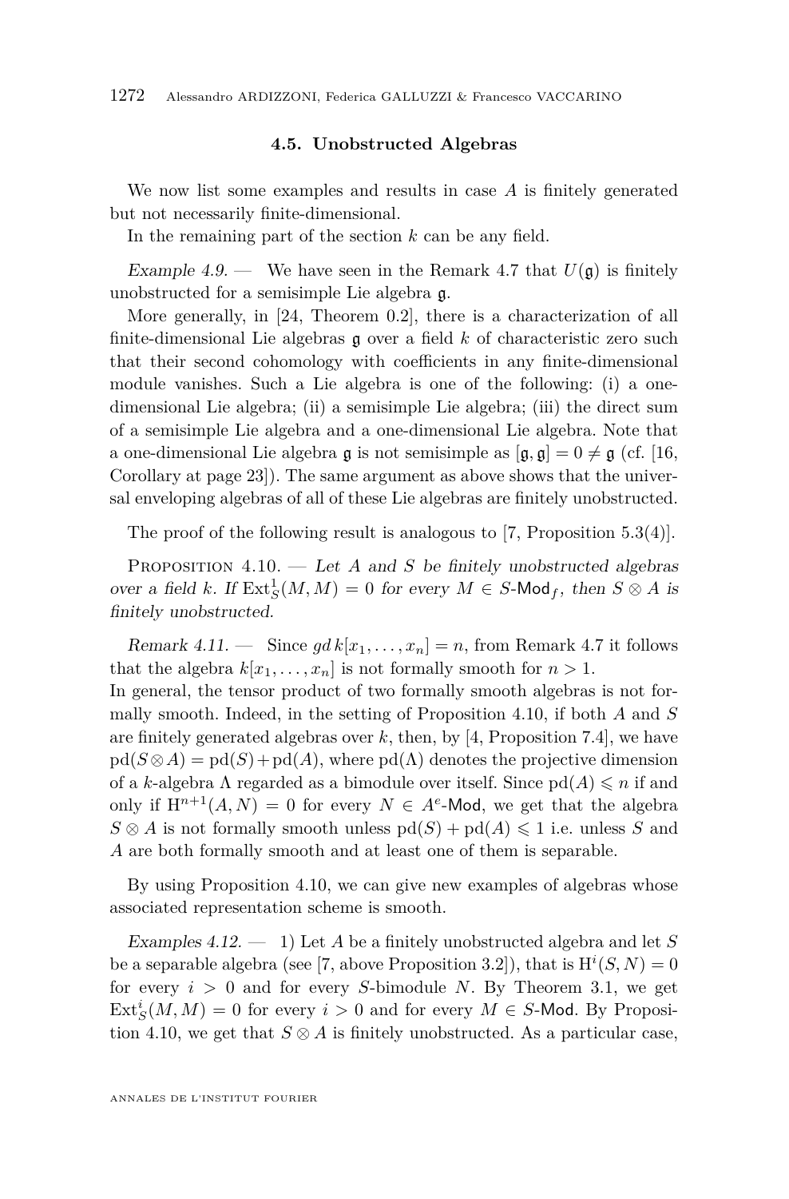### 4.5. Unobstructed Algebras

We now list some examples and results in case $A$ is finitely generated but not necessarily finite-dimensional.

In the remaining part of the section $k$ can be any field.

*Example 4.9.* — We have seen in the Remark 4.7 that $U(\mathfrak{g})$ is finitely unobstructed for a semisimple Lie algebra $\mathfrak{g}$.

More generally, in [24, Theorem 0.2], there is a characterization of all finite-dimensional Lie algebras $\mathfrak{g}$ over a field $k$ of characteristic zero such that their second cohomology with coefficients in any finite-dimensional module vanishes. Such a Lie algebra is one of the following: (i) a one-dimensional Lie algebra; (ii) a semisimple Lie algebra; (iii) the direct sum of a semisimple Lie algebra and a one-dimensional Lie algebra. Note that a one-dimensional Lie algebra $\mathfrak{g}$ is not semisimple as $[\mathfrak{g}, \mathfrak{g}] = 0 \neq \mathfrak{g}$ (cf. [16, Corollary at page 23]). The same argument as above shows that the universal enveloping algebras of all of these Lie algebras are finitely unobstructed.

The proof of the following result is analogous to [7, Proposition 5.3(4)].

Proposition 4.10. — *Let $A$ and $S$ be finitely unobstructed algebras over a field $k$. If $\mathrm{Ext}^1_S(M, M) = 0$ for every $M \in S\text{-}\mathsf{Mod}_f$, then $S \otimes A$ is finitely unobstructed.*

*Remark 4.11.* — Since $gd\, k[x_1, \ldots, x_n] = n$, from Remark 4.7 it follows that the algebra $k[x_1, \ldots, x_n]$ is not formally smooth for $n > 1$.
In general, the tensor product of two formally smooth algebras is not formally smooth. Indeed, in the setting of Proposition 4.10, if both $A$ and $S$ are finitely generated algebras over $k$, then, by [4, Proposition 7.4], we have $\mathrm{pd}(S \otimes A) = \mathrm{pd}(S) + \mathrm{pd}(A)$, where $\mathrm{pd}(\Lambda)$ denotes the projective dimension of a $k$-algebra $\Lambda$ regarded as a bimodule over itself. Since $\mathrm{pd}(A) \leqslant n$ if and only if $\mathrm{H}^{n+1}(A, N) = 0$ for every $N \in A^e\text{-}\mathsf{Mod}$, we get that the algebra $S \otimes A$ is not formally smooth unless $\mathrm{pd}(S) + \mathrm{pd}(A) \leqslant 1$ i.e. unless $S$ and $A$ are both formally smooth and at least one of them is separable.

By using Proposition 4.10, we can give new examples of algebras whose associated representation scheme is smooth.

*Examples 4.12.* — 1) Let $A$ be a finitely unobstructed algebra and let $S$ be a separable algebra (see [7, above Proposition 3.2]), that is $\mathrm{H}^i(S, N) = 0$ for every $i > 0$ and for every $S$-bimodule $N$. By Theorem 3.1, we get $\mathrm{Ext}^i_S(M, M) = 0$ for every $i > 0$ and for every $M \in S\text{-}\mathsf{Mod}$. By Proposition 4.10, we get that $S \otimes A$ is finitely unobstructed. As a particular case,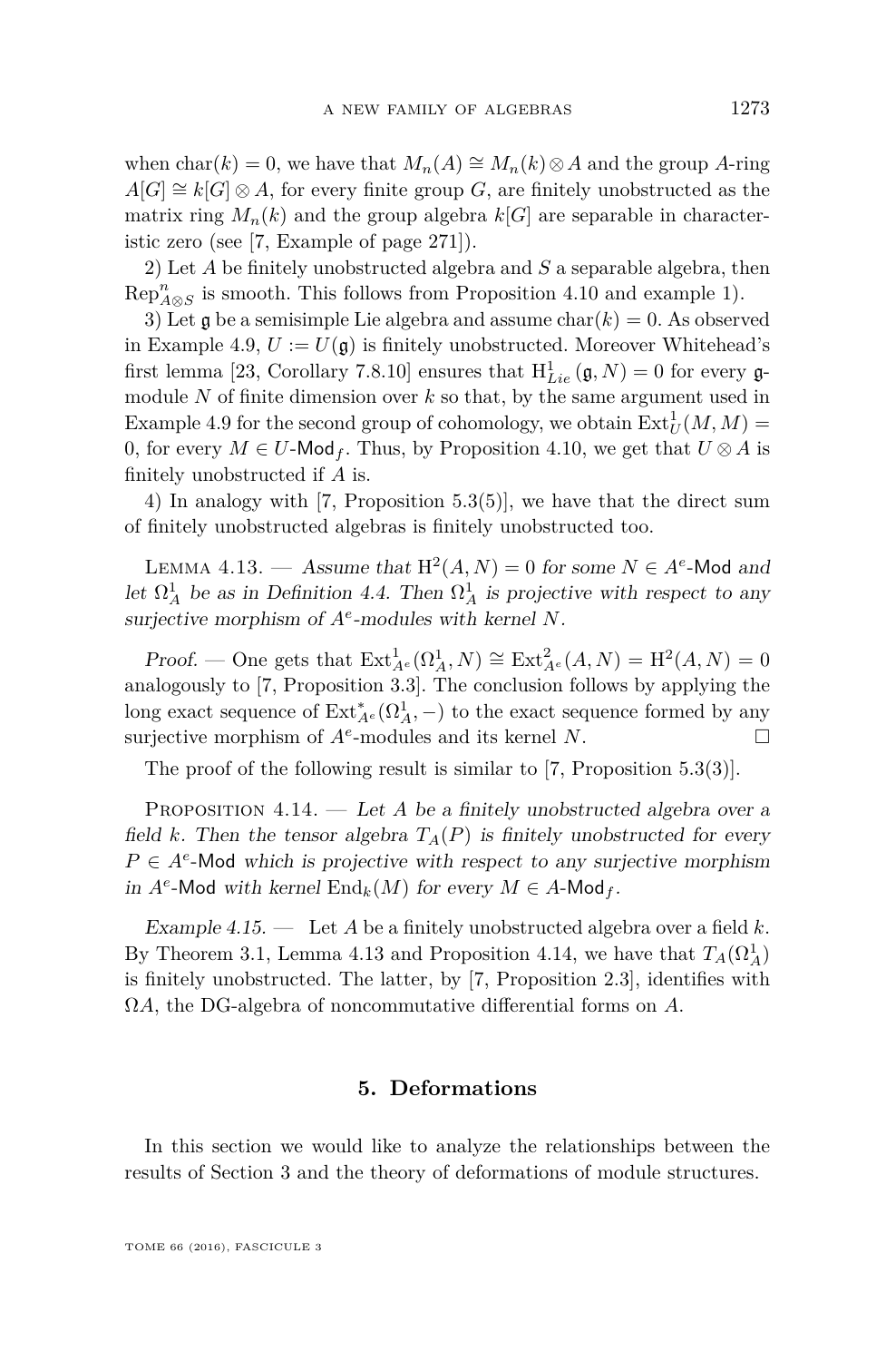when $\mathrm{char}(k) = 0$, we have that $M_n(A) \cong M_n(k) \otimes A$ and the group $A$-ring $A[G] \cong k[G] \otimes A$, for every finite group $G$, are finitely unobstructed as the matrix ring $M_n(k)$ and the group algebra $k[G]$ are separable in characteristic zero (see [7, Example of page 271]).

2) Let $A$ be finitely unobstructed algebra and $S$ a separable algebra, then $\mathrm{Rep}^n_{A\otimes S}$ is smooth. This follows from Proposition 4.10 and example 1).

3) Let $\mathfrak{g}$ be a semisimple Lie algebra and assume $\mathrm{char}(k) = 0$. As observed in Example 4.9, $U := U(\mathfrak{g})$ is finitely unobstructed. Moreover Whitehead's first lemma [23, Corollary 7.8.10] ensures that $\mathrm{H}^1_{Lie}(\mathfrak{g}, N) = 0$ for every $\mathfrak{g}$-module $N$ of finite dimension over $k$ so that, by the same argument used in Example 4.9 for the second group of cohomology, we obtain $\mathrm{Ext}^1_U(M, M) = 0$, for every $M \in U\text{-}\mathsf{Mod}_f$. Thus, by Proposition 4.10, we get that $U \otimes A$ is finitely unobstructed if $A$ is.

4) In analogy with [7, Proposition 5.3(5)], we have that the direct sum of finitely unobstructed algebras is finitely unobstructed too.

Lemma 4.13. — *Assume that $\mathrm{H}^2(A, N) = 0$ for some $N \in A^e\text{-}\mathsf{Mod}$ and let $\Omega^1_A$ be as in Definition 4.4. Then $\Omega^1_A$ is projective with respect to any surjective morphism of $A^e$-modules with kernel $N$.*

*Proof.* — One gets that $\mathrm{Ext}^1_{A^e}(\Omega^1_A, N) \cong \mathrm{Ext}^2_{A^e}(A, N) = \mathrm{H}^2(A, N) = 0$ analogously to [7, Proposition 3.3]. The conclusion follows by applying the long exact sequence of $\mathrm{Ext}^*_{A^e}(\Omega^1_A, -)$ to the exact sequence formed by any surjective morphism of $A^e$-modules and its kernel $N$. □

The proof of the following result is similar to [7, Proposition 5.3(3)].

Proposition 4.14. — *Let $A$ be a finitely unobstructed algebra over a field $k$. Then the tensor algebra $T_A(P)$ is finitely unobstructed for every $P \in A^e\text{-}\mathsf{Mod}$ which is projective with respect to any surjective morphism in $A^e\text{-}\mathsf{Mod}$ with kernel $\mathrm{End}_k(M)$ for every $M \in A\text{-}\mathsf{Mod}_f$.*

*Example 4.15.* — Let $A$ be a finitely unobstructed algebra over a field $k$. By Theorem 3.1, Lemma 4.13 and Proposition 4.14, we have that $T_A(\Omega^1_A)$ is finitely unobstructed. The latter, by [7, Proposition 2.3], identifies with $\Omega A$, the DG-algebra of noncommutative differential forms on $A$.

## 5. Deformations

In this section we would like to analyze the relationships between the results of Section 3 and the theory of deformations of module structures.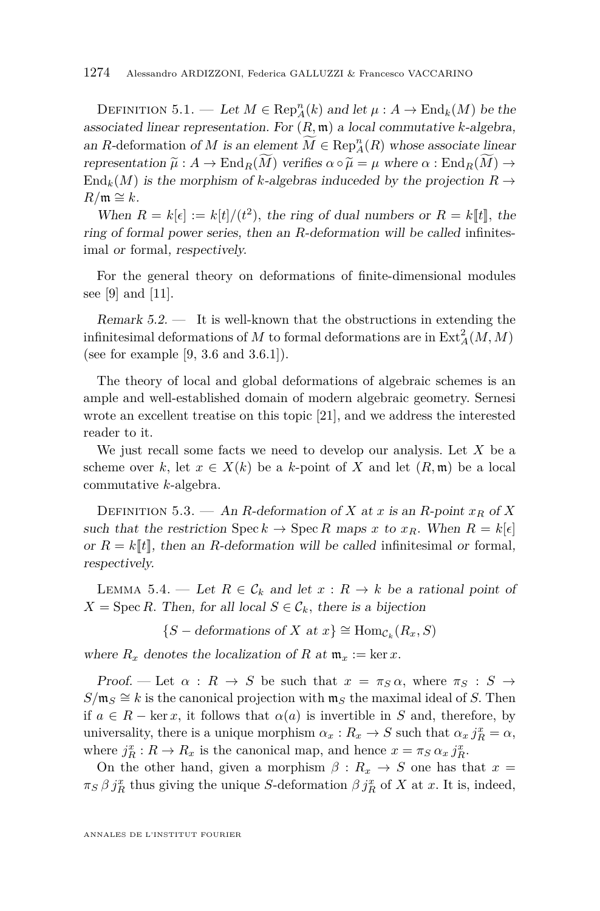Definition 5.1. — *Let $M \in \mathrm{Rep}^n_A(k)$ and let $\mu : A \to \mathrm{End}_k(M)$ be the associated linear representation. For $(R, \mathfrak{m})$ a local commutative $k$-algebra, an $R$-deformation of $M$ is an element $\widetilde{M} \in \mathrm{Rep}^n_A(R)$ whose associate linear representation $\widetilde{\mu} : A \to \mathrm{End}_R(\widetilde{M})$ verifies $\alpha \circ \widetilde{\mu} = \mu$ where $\alpha : \mathrm{End}_R(\widetilde{M}) \to \mathrm{End}_k(M)$ is the morphism of $k$-algebras induceded by the projection $R \to R/\mathfrak{m} \cong k$.*

*When $R = k[\epsilon] := k[t]/(t^2)$, the ring of dual numbers or $R = k[\![t]\!]$, the ring of formal power series, then an $R$-deformation will be called* infinitesimal *or* formal*, respectively.*

For the general theory on deformations of finite-dimensional modules see [9] and [11].

*Remark 5.2.* — It is well-known that the obstructions in extending the infinitesimal deformations of $M$ to formal deformations are in $\mathrm{Ext}^2_A(M, M)$ (see for example [9, 3.6 and 3.6.1]).

The theory of local and global deformations of algebraic schemes is an ample and well-established domain of modern algebraic geometry. Sernesi wrote an excellent treatise on this topic [21], and we address the interested reader to it.

We just recall some facts we need to develop our analysis. Let $X$ be a scheme over $k$, let $x \in X(k)$ be a $k$-point of $X$ and let $(R, \mathfrak{m})$ be a local commutative $k$-algebra.

Definition 5.3. — *An $R$-deformation of $X$ at $x$ is an $R$-point $x_R$ of $X$ such that the restriction $\mathrm{Spec}\, k \to \mathrm{Spec}\, R$ maps $x$ to $x_R$. When $R = k[\epsilon]$ or $R = k[\![t]\!]$, then an $R$-deformation will be called* infinitesimal *or* formal*, respectively.*

Lemma 5.4. — *Let $R \in \mathcal{C}_k$ and let $x : R \to k$ be a rational point of $X = \mathrm{Spec}\, R$. Then, for all local $S \in \mathcal{C}_k$, there is a bijection*

$$\{S - \text{deformations of } X \text{ at } x\} \cong \mathrm{Hom}_{\mathcal{C}_k}(R_x, S)$$

*where $R_x$ denotes the localization of $R$ at $\mathfrak{m}_x := \ker x$.*

*Proof.* — Let $\alpha : R \to S$ be such that $x = \pi_S\, \alpha$, where $\pi_S : S \to S/\mathfrak{m}_S \cong k$ is the canonical projection with $\mathfrak{m}_S$ the maximal ideal of $S$. Then if $a \in R - \ker x$, it follows that $\alpha(a)$ is invertible in $S$ and, therefore, by universality, there is a unique morphism $\alpha_x : R_x \to S$ such that $\alpha_x\, j^x_R = \alpha$, where $j^x_R : R \to R_x$ is the canonical map, and hence $x = \pi_S\, \alpha_x\, j^x_R$.

On the other hand, given a morphism $\beta : R_x \to S$ one has that $x = \pi_S\, \beta\, j^x_R$ thus giving the unique $S$-deformation $\beta\, j^x_R$ of $X$ at $x$. It is, indeed,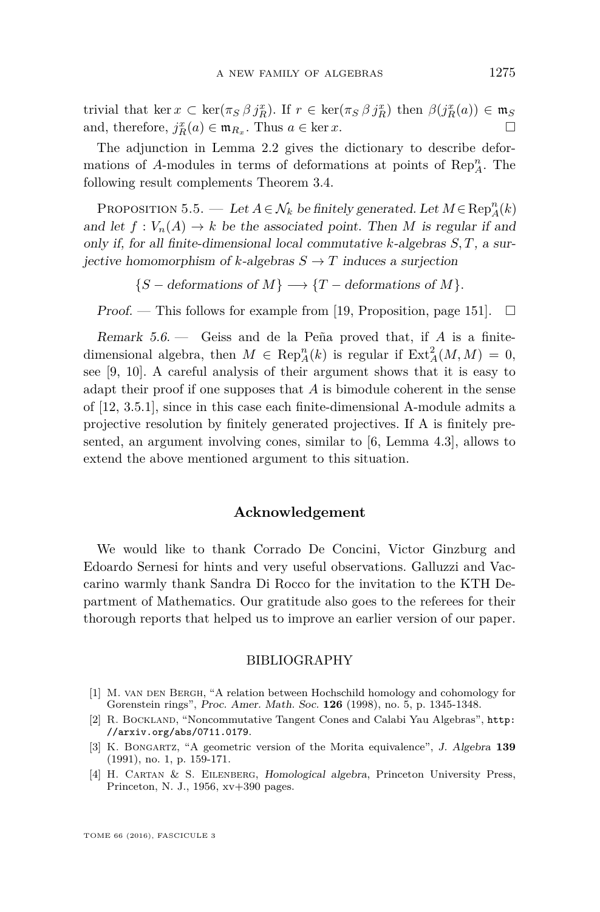trivial that $\ker x \subset \ker(\pi_S\, \beta\, j^x_R)$. If $r \in \ker(\pi_S\, \beta\, j^x_R)$ then $\beta(j^x_R(a)) \in \mathfrak{m}_S$ and, therefore, $j^x_R(a) \in \mathfrak{m}_{R_x}$. Thus $a \in \ker x$. □

The adjunction in Lemma 2.2 gives the dictionary to describe deformations of $A$-modules in terms of deformations at points of $\mathrm{Rep}^n_A$. The following result complements Theorem 3.4.

Proposition 5.5. — *Let $A \in \mathcal{N}_k$ be finitely generated. Let $M \in \mathrm{Rep}^n_A(k)$ and let $f : V_n(A) \to k$ be the associated point. Then $M$ is regular if and only if, for all finite-dimensional local commutative $k$-algebras $S, T$, a surjective homomorphism of $k$-algebras $S \to T$ induces a surjection*

$$\{S - \text{deformations of } M\} \longrightarrow \{T - \text{deformations of } M\}.$$

*Proof.* — This follows for example from [19, Proposition, page 151]. □

*Remark 5.6.* — Geiss and de la Peña proved that, if $A$ is a finite-dimensional algebra, then $M \in \mathrm{Rep}^n_A(k)$ is regular if $\mathrm{Ext}^2_A(M, M) = 0$, see [9, 10]. A careful analysis of their argument shows that it is easy to adapt their proof if one supposes that $A$ is bimodule coherent in the sense of [12, 3.5.1], since in this case each finite-dimensional A-module admits a projective resolution by finitely generated projectives. If A is finitely presented, an argument involving cones, similar to [6, Lemma 4.3], allows to extend the above mentioned argument to this situation.

## Acknowledgement

We would like to thank Corrado De Concini, Victor Ginzburg and Edoardo Sernesi for hints and very useful observations. Galluzzi and Vaccarino warmly thank Sandra Di Rocco for the invitation to the KTH Department of Mathematics. Our gratitude also goes to the referees for their thorough reports that helped us to improve an earlier version of our paper.

## BIBLIOGRAPHY

[1] M. van den Bergh, "A relation between Hochschild homology and cohomology for Gorenstein rings", *Proc. Amer. Math. Soc.* **126** (1998), no. 5, p. 1345-1348.

[2] R. Bockland, "Noncommutative Tangent Cones and Calabi Yau Algebras", http://arxiv.org/abs/0711.0179.

[3] K. Bongartz, "A geometric version of the Morita equivalence", *J. Algebra* **139** (1991), no. 1, p. 159-171.

[4] H. Cartan & S. Eilenberg, *Homological algebra*, Princeton University Press, Princeton, N. J., 1956, xv+390 pages.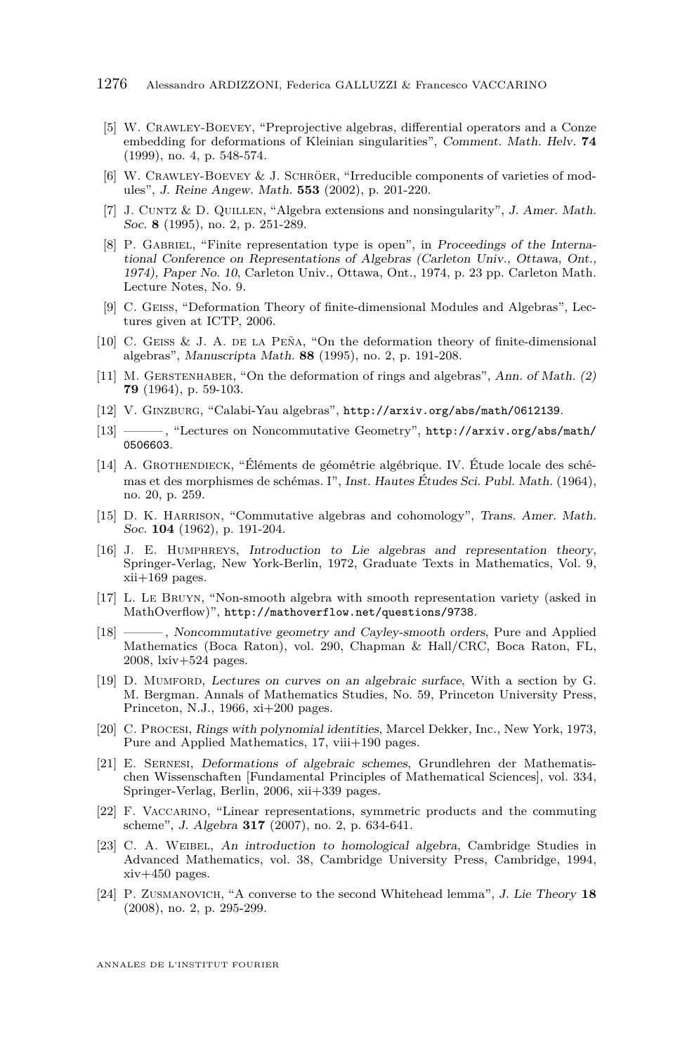[5] W. Crawley-Boevey, "Preprojective algebras, differential operators and a Conze embedding for deformations of Kleinian singularities", *Comment. Math. Helv.* **74** (1999), no. 4, p. 548-574.

[6] W. Crawley-Boevey & J. Schröer, "Irreducible components of varieties of modules", *J. Reine Angew. Math.* **553** (2002), p. 201-220.

[7] J. Cuntz & D. Quillen, "Algebra extensions and nonsingularity", *J. Amer. Math. Soc.* **8** (1995), no. 2, p. 251-289.

[8] P. Gabriel, "Finite representation type is open", in *Proceedings of the International Conference on Representations of Algebras (Carleton Univ., Ottawa, Ont., 1974), Paper No. 10*, Carleton Univ., Ottawa, Ont., 1974, p. 23 pp. Carleton Math. Lecture Notes, No. 9.

[9] C. Geiss, "Deformation Theory of finite-dimensional Modules and Algebras", Lectures given at ICTP, 2006.

[10] C. Geiss & J. A. de la Peña, "On the deformation theory of finite-dimensional algebras", *Manuscripta Math.* **88** (1995), no. 2, p. 191-208.

[11] M. Gerstenhaber, "On the deformation of rings and algebras", *Ann. of Math. (2)* **79** (1964), p. 59-103.

[12] V. Ginzburg, "Calabi-Yau algebras", `http://arxiv.org/abs/math/0612139`.

[13] ———, "Lectures on Noncommutative Geometry", `http://arxiv.org/abs/math/0506603`.

[14] A. Grothendieck, "Éléments de géométrie algébrique. IV. Étude locale des schémas et des morphismes de schémas. I", *Inst. Hautes Études Sci. Publ. Math.* (1964), no. 20, p. 259.

[15] D. K. Harrison, "Commutative algebras and cohomology", *Trans. Amer. Math. Soc.* **104** (1962), p. 191-204.

[16] J. E. Humphreys, *Introduction to Lie algebras and representation theory*, Springer-Verlag, New York-Berlin, 1972, Graduate Texts in Mathematics, Vol. 9, xii+169 pages.

[17] L. Le Bruyn, "Non-smooth algebra with smooth representation variety (asked in MathOverflow)", `http://mathoverflow.net/questions/9738`.

[18] ———, *Noncommutative geometry and Cayley-smooth orders*, Pure and Applied Mathematics (Boca Raton), vol. 290, Chapman & Hall/CRC, Boca Raton, FL, 2008, lxiv+524 pages.

[19] D. Mumford, *Lectures on curves on an algebraic surface*, With a section by G. M. Bergman. Annals of Mathematics Studies, No. 59, Princeton University Press, Princeton, N.J., 1966, xi+200 pages.

[20] C. Procesi, *Rings with polynomial identities*, Marcel Dekker, Inc., New York, 1973, Pure and Applied Mathematics, 17, viii+190 pages.

[21] E. Sernesi, *Deformations of algebraic schemes*, Grundlehren der Mathematischen Wissenschaften [Fundamental Principles of Mathematical Sciences], vol. 334, Springer-Verlag, Berlin, 2006, xii+339 pages.

[22] F. Vaccarino, "Linear representations, symmetric products and the commuting scheme", *J. Algebra* **317** (2007), no. 2, p. 634-641.

[23] C. A. Weibel, *An introduction to homological algebra*, Cambridge Studies in Advanced Mathematics, vol. 38, Cambridge University Press, Cambridge, 1994, xiv+450 pages.

[24] P. Zusmanovich, "A converse to the second Whitehead lemma", *J. Lie Theory* **18** (2008), no. 2, p. 295-299.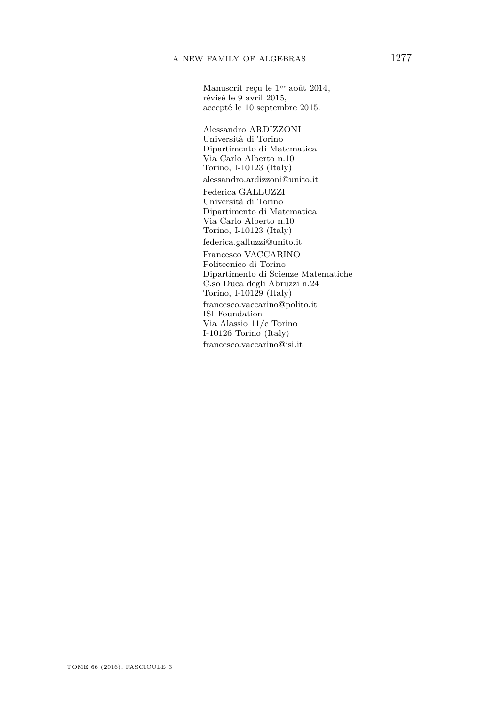Manuscrit reçu le 1[er] août 2014,
révisé le 9 avril 2015,
accepté le 10 septembre 2015.

Alessandro ARDIZZONI
Università di Torino
Dipartimento di Matematica
Via Carlo Alberto n.10
Torino, I-10123 (Italy)
alessandro.ardizzoni@unito.it

Federica GALLUZZI
Università di Torino
Dipartimento di Matematica
Via Carlo Alberto n.10
Torino, I-10123 (Italy)
federica.galluzzi@unito.it

Francesco VACCARINO
Politecnico di Torino
Dipartimento di Scienze Matematiche
C.so Duca degli Abruzzi n.24
Torino, I-10129 (Italy)
francesco.vaccarino@polito.it
ISI Foundation
Via Alassio 11/c Torino
I-10126 Torino (Italy)
francesco.vaccarino@isi.it